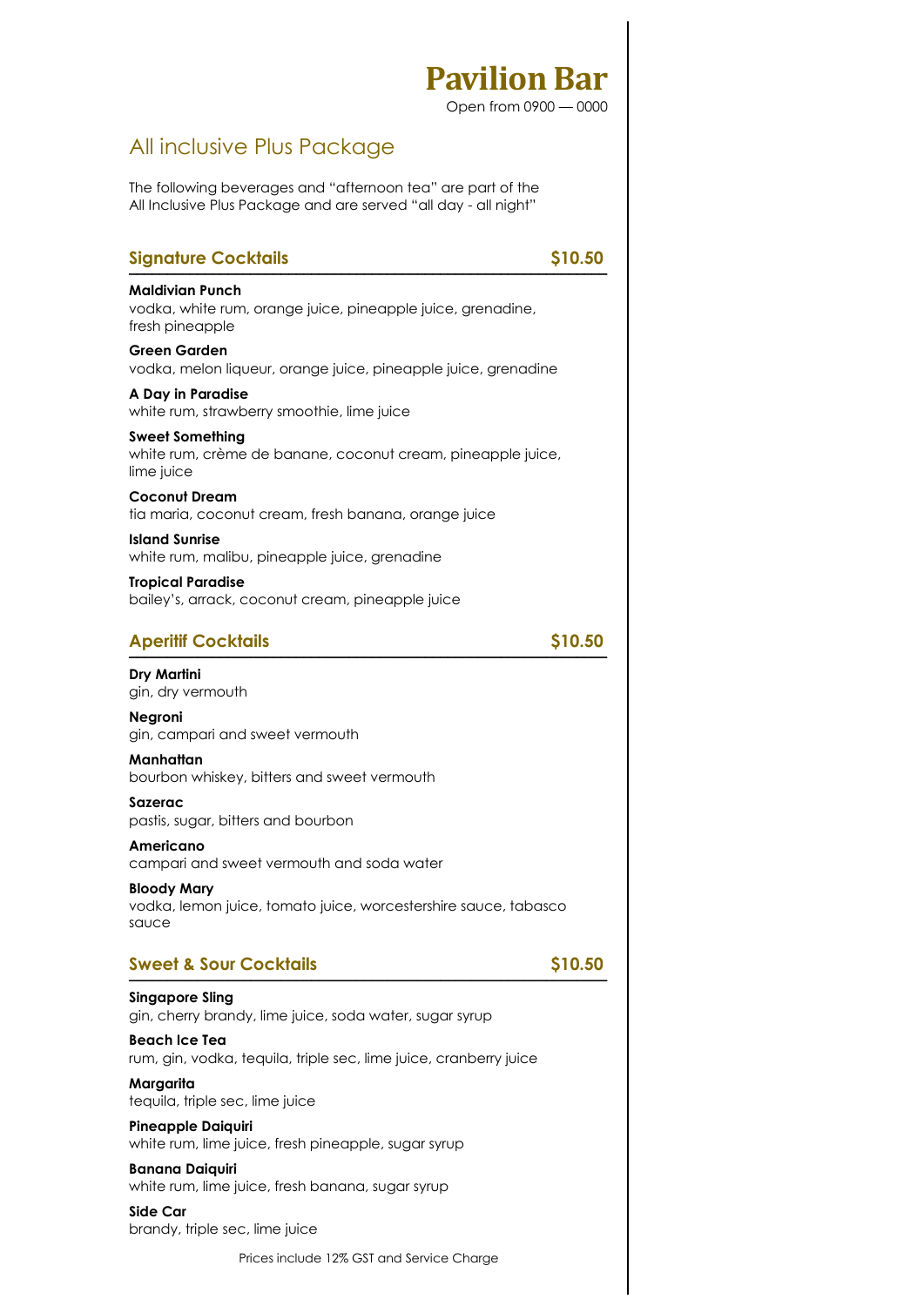# Pavilion Bar

Open from 0900 — 0000

## All inclusive Plus Package

The following beverages and "afternoon tea" are part of the All Inclusive Plus Package and are served "all day - all night"

### Signature Cocktails $10.50

**Maldivian Punch**
vodka, white rum, orange juice, pineapple juice, grenadine, fresh pineapple

**Green Garden**
vodka, melon liqueur, orange juice, pineapple juice, grenadine

**A Day in Paradise**
white rum, strawberry smoothie, lime juice

**Sweet Something**
white rum, crème de banane, coconut cream, pineapple juice, lime juice

**Coconut Dream**
tia maria, coconut cream, fresh banana, orange juice

**Island Sunrise**
white rum, malibu, pineapple juice, grenadine

**Tropical Paradise**
bailey's, arrack, coconut cream, pineapple juice

### Aperitif Cocktails $10.50

**Dry Martini**
gin, dry vermouth

**Negroni**
gin, campari and sweet vermouth

**Manhattan**
bourbon whiskey, bitters and sweet vermouth

**Sazerac**
pastis, sugar, bitters and bourbon

**Americano**
campari and sweet vermouth and soda water

**Bloody Mary**
vodka, lemon juice, tomato juice, worcestershire sauce, tabasco sauce

### Sweet & Sour Cocktails $10.50

**Singapore Sling**
gin, cherry brandy, lime juice, soda water, sugar syrup

**Beach Ice Tea**
rum, gin, vodka, tequila, triple sec, lime juice, cranberry juice

**Margarita**
tequila, triple sec, lime juice

**Pineapple Daiquiri**
white rum, lime juice, fresh pineapple, sugar syrup

**Banana Daiquiri**
white rum, lime juice, fresh banana, sugar syrup

**Side Car**
brandy, triple sec, lime juice

Prices include 12% GST and Service Charge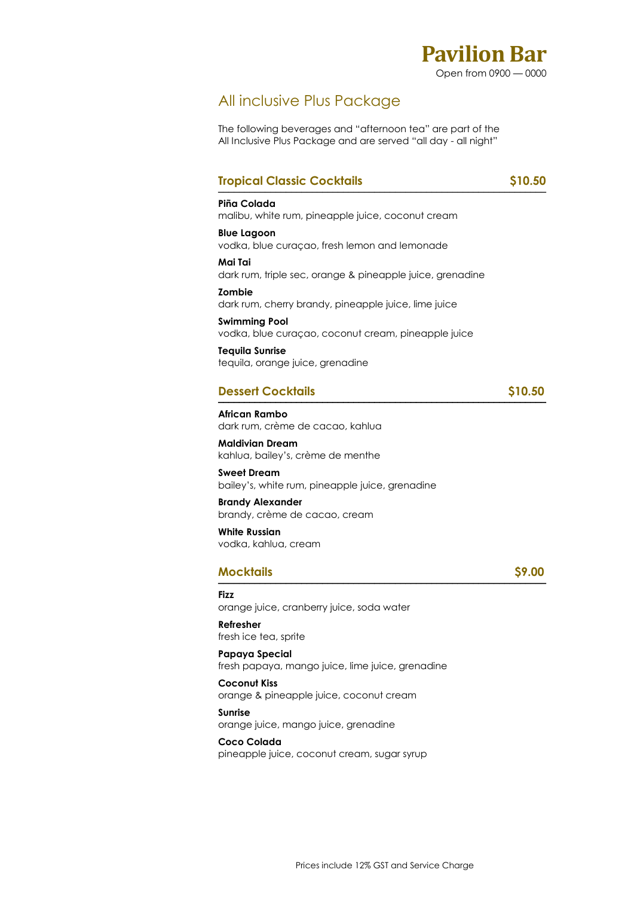# Pavilion Bar

Open from 0900 — 0000

## All inclusive Plus Package

The following beverages and "afternoon tea" are part of the All Inclusive Plus Package and are served "all day - all night"

### Tropical Classic Cocktails — $10.50

**Piña Colada**
malibu, white rum, pineapple juice, coconut cream

**Blue Lagoon**
vodka, blue curaçao, fresh lemon and lemonade

**Mai Tai**
dark rum, triple sec, orange & pineapple juice, grenadine

**Zombie**
dark rum, cherry brandy, pineapple juice, lime juice

**Swimming Pool**
vodka, blue curaçao, coconut cream, pineapple juice

**Tequila Sunrise**
tequila, orange juice, grenadine

### Dessert Cocktails — $10.50

**African Rambo**
dark rum, crème de cacao, kahlua

**Maldivian Dream**
kahlua, bailey's, crème de menthe

**Sweet Dream**
bailey's, white rum, pineapple juice, grenadine

**Brandy Alexander**
brandy, crème de cacao, cream

**White Russian**
vodka, kahlua, cream

### Mocktails — $9.00

**Fizz**
orange juice, cranberry juice, soda water

**Refresher**
fresh ice tea, sprite

**Papaya Special**
fresh papaya, mango juice, lime juice, grenadine

**Coconut Kiss**
orange & pineapple juice, coconut cream

**Sunrise**
orange juice, mango juice, grenadine

**Coco Colada**
pineapple juice, coconut cream, sugar syrup

Prices include 12% GST and Service Charge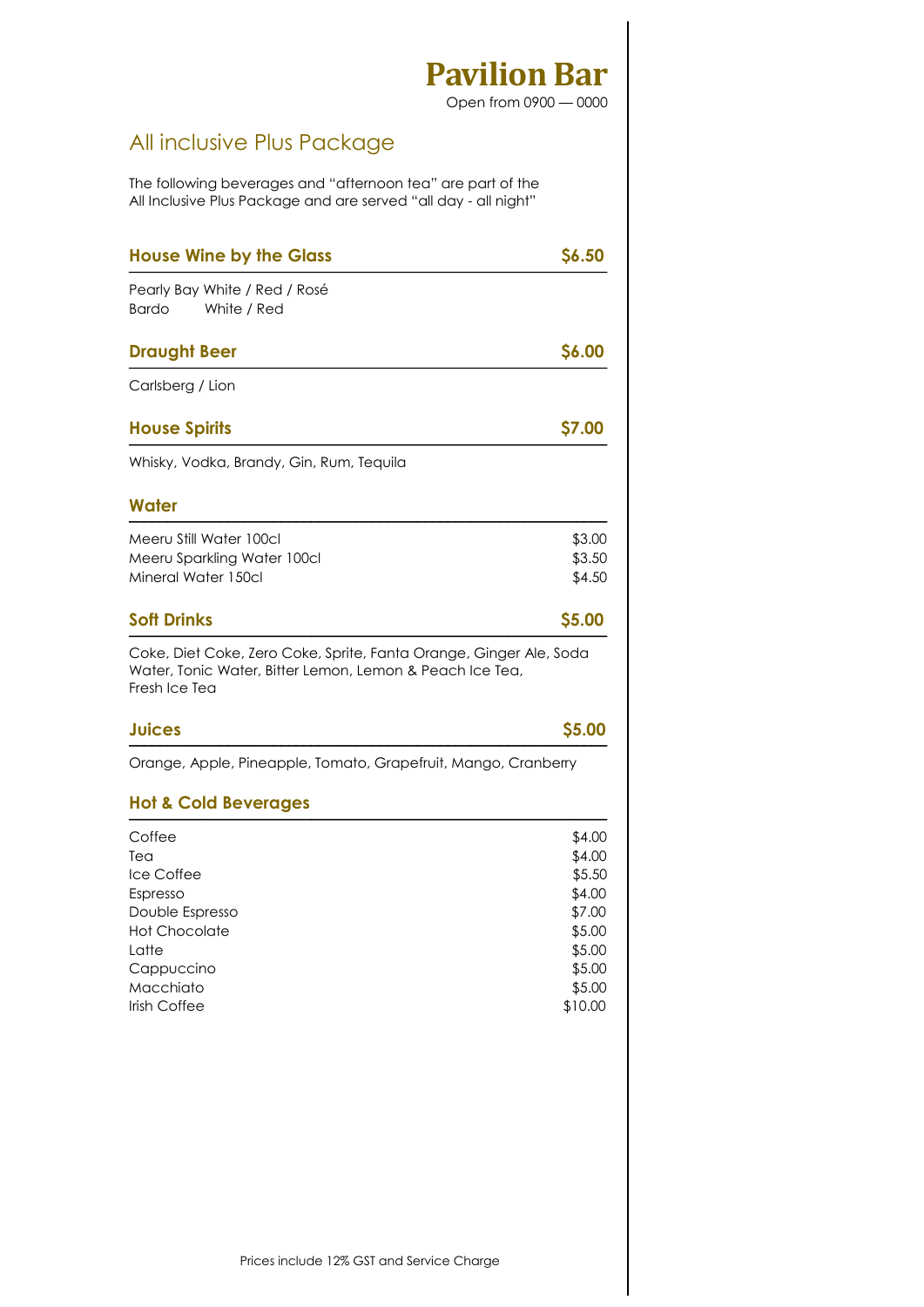# Pavilion Bar

Open from 0900 — 0000

## All inclusive Plus Package

The following beverages and “afternoon tea” are part of the All Inclusive Plus Package and are served “all day - all night”

### House Wine by the Glass — $6.50

Pearly Bay White / Red / Rosé
Bardo White / Red

### Draught Beer — $6.00

Carlsberg / Lion

### House Spirits — $7.00

Whisky, Vodka, Brandy, Gin, Rum, Tequila

### Water

| Item | Price |
|---|---|
| Meeru Still Water 100cl | $3.00 |
| Meeru Sparkling Water 100cl | $3.50 |
| Mineral Water 150cl | $4.50 |

### Soft Drinks — $5.00

Coke, Diet Coke, Zero Coke, Sprite, Fanta Orange, Ginger Ale, Soda Water, Tonic Water, Bitter Lemon, Lemon & Peach Ice Tea, Fresh Ice Tea

### Juices — $5.00

Orange, Apple, Pineapple, Tomato, Grapefruit, Mango, Cranberry

### Hot & Cold Beverages

| Item | Price |
|---|---|
| Coffee | $4.00 |
| Tea | $4.00 |
| Ice Coffee | $5.50 |
| Espresso | $4.00 |
| Double Espresso | $7.00 |
| Hot Chocolate | $5.00 |
| Latte | $5.00 |
| Cappuccino | $5.00 |
| Macchiato | $5.00 |
| Irish Coffee | $10.00 |

Prices include 12% GST and Service Charge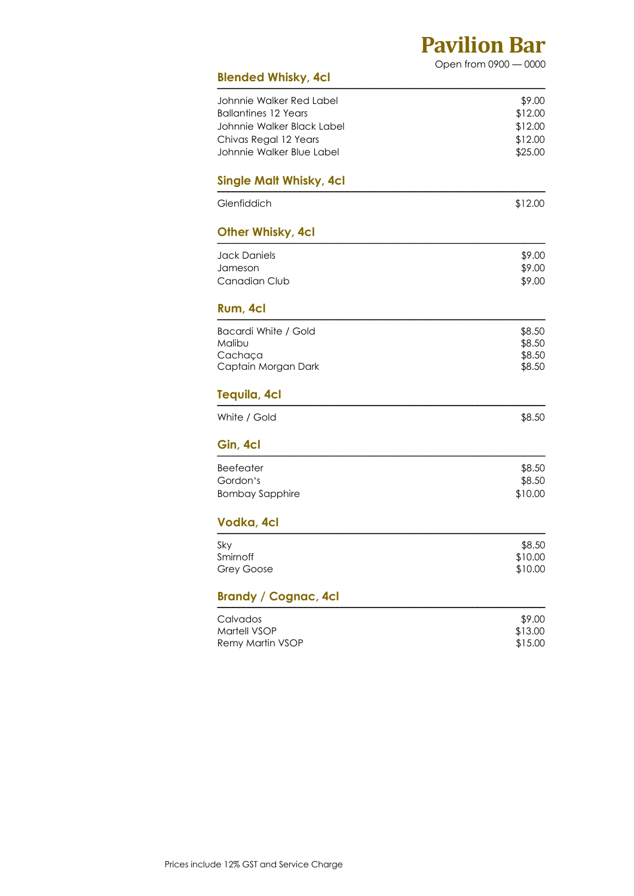# Pavilion Bar

Open from 0900 — 0000

## Blended Whisky, 4cl

| | |
|---|---|
| Johnnie Walker Red Label | $9.00 |
| Ballantines 12 Years | $12.00 |
| Johnnie Walker Black Label | $12.00 |
| Chivas Regal 12 Years | $12.00 |
| Johnnie Walker Blue Label | $25.00 |

## Single Malt Whisky, 4cl

| | |
|---|---|
| Glenfiddich | $12.00 |

## Other Whisky, 4cl

| | |
|---|---|
| Jack Daniels | $9.00 |
| Jameson | $9.00 |
| Canadian Club | $9.00 |

## Rum, 4cl

| | |
|---|---|
| Bacardi White / Gold | $8.50 |
| Malibu | $8.50 |
| Cachaça | $8.50 |
| Captain Morgan Dark | $8.50 |

## Tequila, 4cl

| | |
|---|---|
| White / Gold | $8.50 |

## Gin, 4cl

| | |
|---|---|
| Beefeater | $8.50 |
| Gordon's | $8.50 |
| Bombay Sapphire | $10.00 |

## Vodka, 4cl

| | |
|---|---|
| Sky | $8.50 |
| Smirnoff | $10.00 |
| Grey Goose | $10.00 |

## Brandy / Cognac, 4cl

| | |
|---|---|
| Calvados | $9.00 |
| Martell VSOP | $13.00 |
| Remy Martin VSOP | $15.00 |

Prices include 12% GST and Service Charge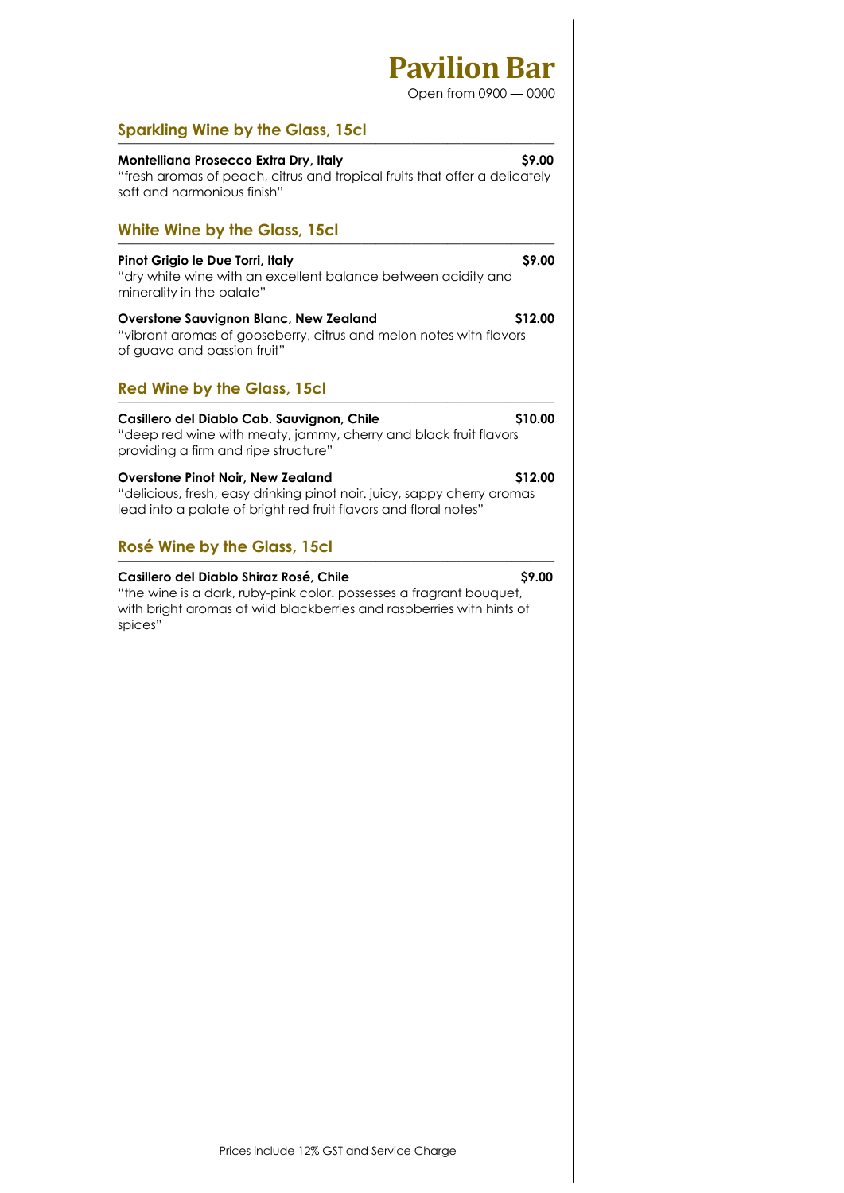# Pavilion Bar

Open from 0900 — 0000

## Sparkling Wine by the Glass, 15cl

**Montelliana Prosecco Extra Dry, Italy** **$9.00**
"fresh aromas of peach, citrus and tropical fruits that offer a delicately soft and harmonious finish"

## White Wine by the Glass, 15cl

**Pinot Grigio le Due Torri, Italy** **$9.00**
"dry white wine with an excellent balance between acidity and minerality in the palate"

**Overstone Sauvignon Blanc, New Zealand** **$12.00**
"vibrant aromas of gooseberry, citrus and melon notes with flavors of guava and passion fruit"

## Red Wine by the Glass, 15cl

**Casillero del Diablo Cab. Sauvignon, Chile** **$10.00**
"deep red wine with meaty, jammy, cherry and black fruit flavors providing a firm and ripe structure"

**Overstone Pinot Noir, New Zealand** **$12.00**
"delicious, fresh, easy drinking pinot noir. juicy, sappy cherry aromas lead into a palate of bright red fruit flavors and floral notes"

## Rosé Wine by the Glass, 15cl

**Casillero del Diablo Shiraz Rosé, Chile** **$9.00**
"the wine is a dark, ruby-pink color. possesses a fragrant bouquet, with bright aromas of wild blackberries and raspberries with hints of spices"

Prices include 12% GST and Service Charge